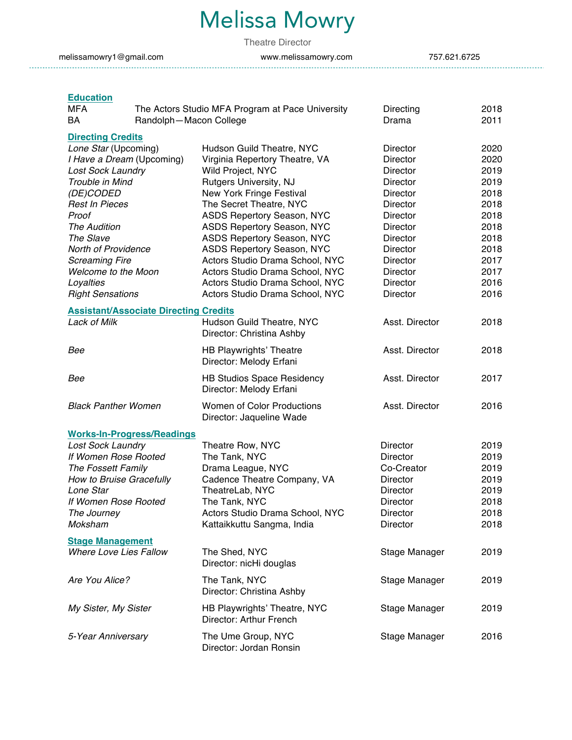# Melissa Mowry

Theatre Director

melissamowry1@gmail.com www.melissamowry.com 757.621.6725

## Education

| | | | |
|---|---|---|---|
| MFA | The Actors Studio MFA Program at Pace University | Directing | 2018 |
| BA | Randolph—Macon College | Drama | 2011 |

## Directing Credits

| | | | |
|---|---|---|---|
| *Lone Star* (Upcoming) | Hudson Guild Theatre, NYC | Director | 2020 |
| *I Have a Dream* (Upcoming) | Virginia Repertory Theatre, VA | Director | 2020 |
| *Lost Sock Laundry* | Wild Project, NYC | Director | 2019 |
| *Trouble in Mind* | Rutgers University, NJ | Director | 2019 |
| *(DE)CODED* | New York Fringe Festival | Director | 2018 |
| *Rest In Pieces* | The Secret Theatre, NYC | Director | 2018 |
| *Proof* | ASDS Repertory Season, NYC | Director | 2018 |
| *The Audition* | ASDS Repertory Season, NYC | Director | 2018 |
| *The Slave* | ASDS Repertory Season, NYC | Director | 2018 |
| *North of Providence* | ASDS Repertory Season, NYC | Director | 2018 |
| *Screaming Fire* | Actors Studio Drama School, NYC | Director | 2017 |
| *Welcome to the Moon* | Actors Studio Drama School, NYC | Director | 2017 |
| *Loyalties* | Actors Studio Drama School, NYC | Director | 2016 |
| *Right Sensations* | Actors Studio Drama School, NYC | Director | 2016 |

## Assistant/Associate Directing Credits

| | | | |
|---|---|---|---|
| *Lack of Milk* | Hudson Guild Theatre, NYC<br>Director: Christina Ashby | Asst. Director | 2018 |
| *Bee* | HB Playwrights' Theatre<br>Director: Melody Erfani | Asst. Director | 2018 |
| *Bee* | HB Studios Space Residency<br>Director: Melody Erfani | Asst. Director | 2017 |
| *Black Panther Women* | Women of Color Productions<br>Director: Jaqueline Wade | Asst. Director | 2016 |

## Works-In-Progress/Readings

| | | | |
|---|---|---|---|
| *Lost Sock Laundry* | Theatre Row, NYC | Director | 2019 |
| *If Women Rose Rooted* | The Tank, NYC | Director | 2019 |
| *The Fossett Family* | Drama League, NYC | Co-Creator | 2019 |
| *How to Bruise Gracefully* | Cadence Theatre Company, VA | Director | 2019 |
| *Lone Star* | TheatreLab, NYC | Director | 2019 |
| *If Women Rose Rooted* | The Tank, NYC | Director | 2018 |
| *The Journey* | Actors Studio Drama School, NYC | Director | 2018 |
| *Moksham* | Kattaikkuttu Sangma, India | Director | 2018 |

## Stage Management

| | | | |
|---|---|---|---|
| *Where Love Lies Fallow* | The Shed, NYC<br>Director: nicHi douglas | Stage Manager | 2019 |
| *Are You Alice?* | The Tank, NYC<br>Director: Christina Ashby | Stage Manager | 2019 |
| *My Sister, My Sister* | HB Playwrights' Theatre, NYC<br>Director: Arthur French | Stage Manager | 2019 |
| *5-Year Anniversary* | The Ume Group, NYC<br>Director: Jordan Ronsin | Stage Manager | 2016 |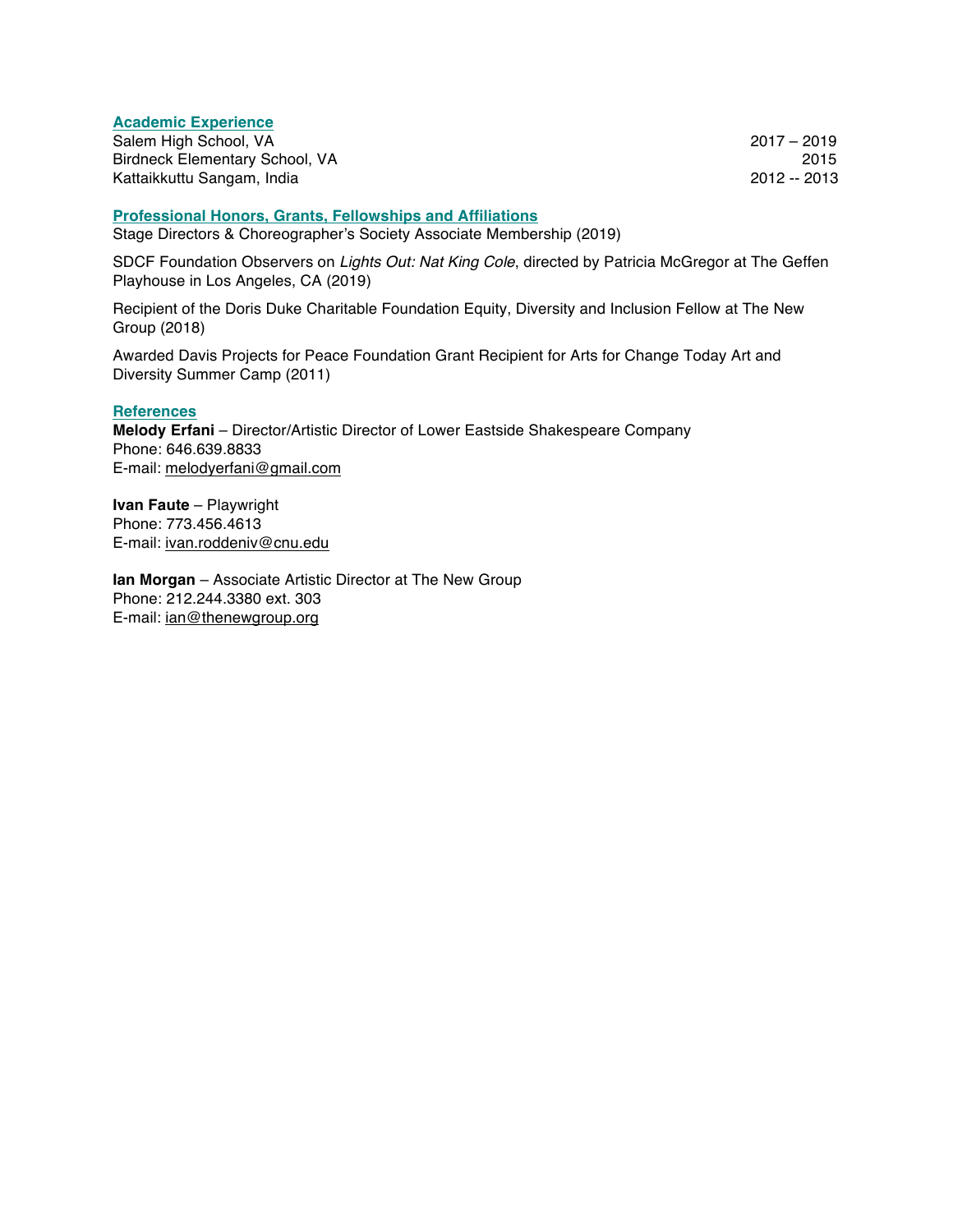## Academic Experience

| | |
|---|---|
| Salem High School, VA | 2017 – 2019 |
| Birdneck Elementary School, VA | 2015 |
| Kattaikkuttu Sangam, India | 2012 -- 2013 |

## Professional Honors, Grants, Fellowships and Affiliations

Stage Directors & Choreographer's Society Associate Membership (2019)

SDCF Foundation Observers on *Lights Out: Nat King Cole*, directed by Patricia McGregor at The Geffen Playhouse in Los Angeles, CA (2019)

Recipient of the Doris Duke Charitable Foundation Equity, Diversity and Inclusion Fellow at The New Group (2018)

Awarded Davis Projects for Peace Foundation Grant Recipient for Arts for Change Today Art and Diversity Summer Camp (2011)

## References

**Melody Erfani** – Director/Artistic Director of Lower Eastside Shakespeare Company
Phone: 646.639.8833
E-mail: melodyerfani@gmail.com

**Ivan Faute** – Playwright
Phone: 773.456.4613
E-mail: ivan.roddeniv@cnu.edu

**Ian Morgan** – Associate Artistic Director at The New Group
Phone: 212.244.3380 ext. 303
E-mail: ian@thenewgroup.org